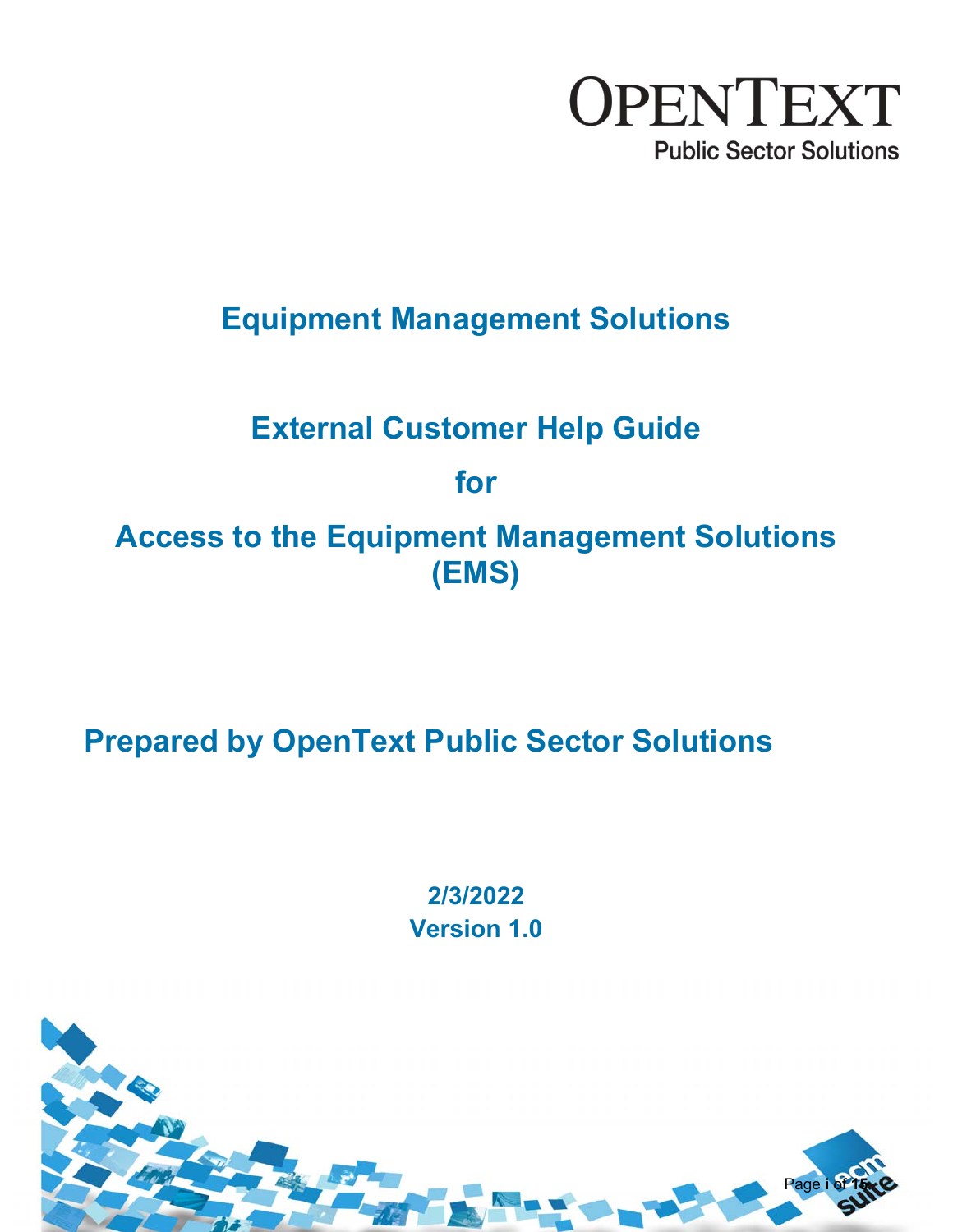OpenText

Public Sector Solutions

# Equipment Management Solutions

## External Customer Help Guide

## for

## Access to the Equipment Management Solutions (EMS)

## Prepared by OpenText Public Sector Solutions

**2/3/2022**
**Version 1.0**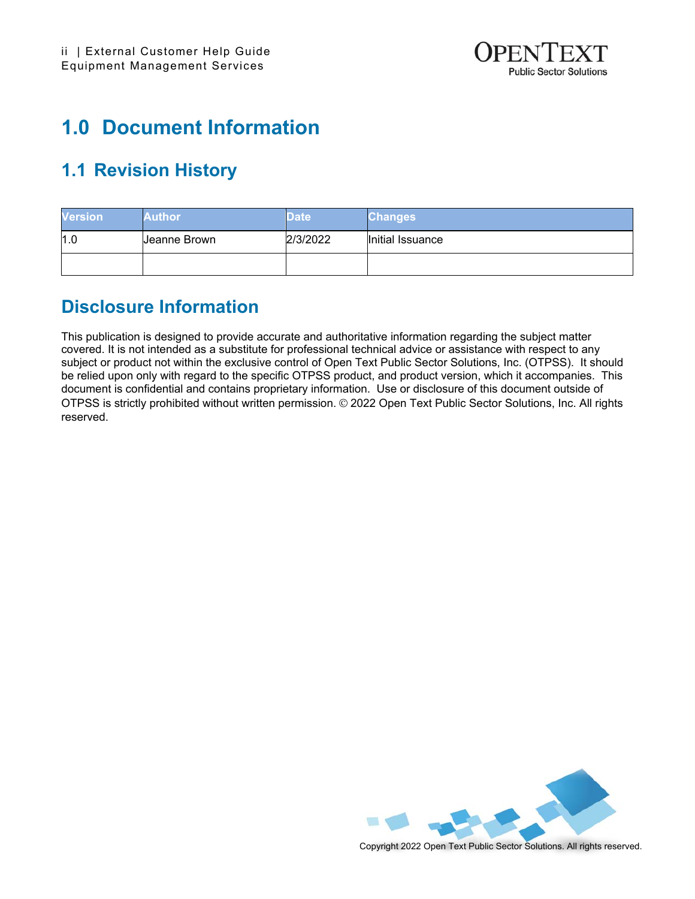# 1.0 Document Information

## 1.1 Revision History

| Version | Author | Date | Changes |
|---|---|---|---|
| 1.0 | Jeanne Brown | 2/3/2022 | Initial Issuance |
| | | | |

## Disclosure Information

This publication is designed to provide accurate and authoritative information regarding the subject matter covered. It is not intended as a substitute for professional technical advice or assistance with respect to any subject or product not within the exclusive control of Open Text Public Sector Solutions, Inc. (OTPSS). It should be relied upon only with regard to the specific OTPSS product, and product version, which it accompanies. This document is confidential and contains proprietary information. Use or disclosure of this document outside of OTPSS is strictly prohibited without written permission. © 2022 Open Text Public Sector Solutions, Inc. All rights reserved.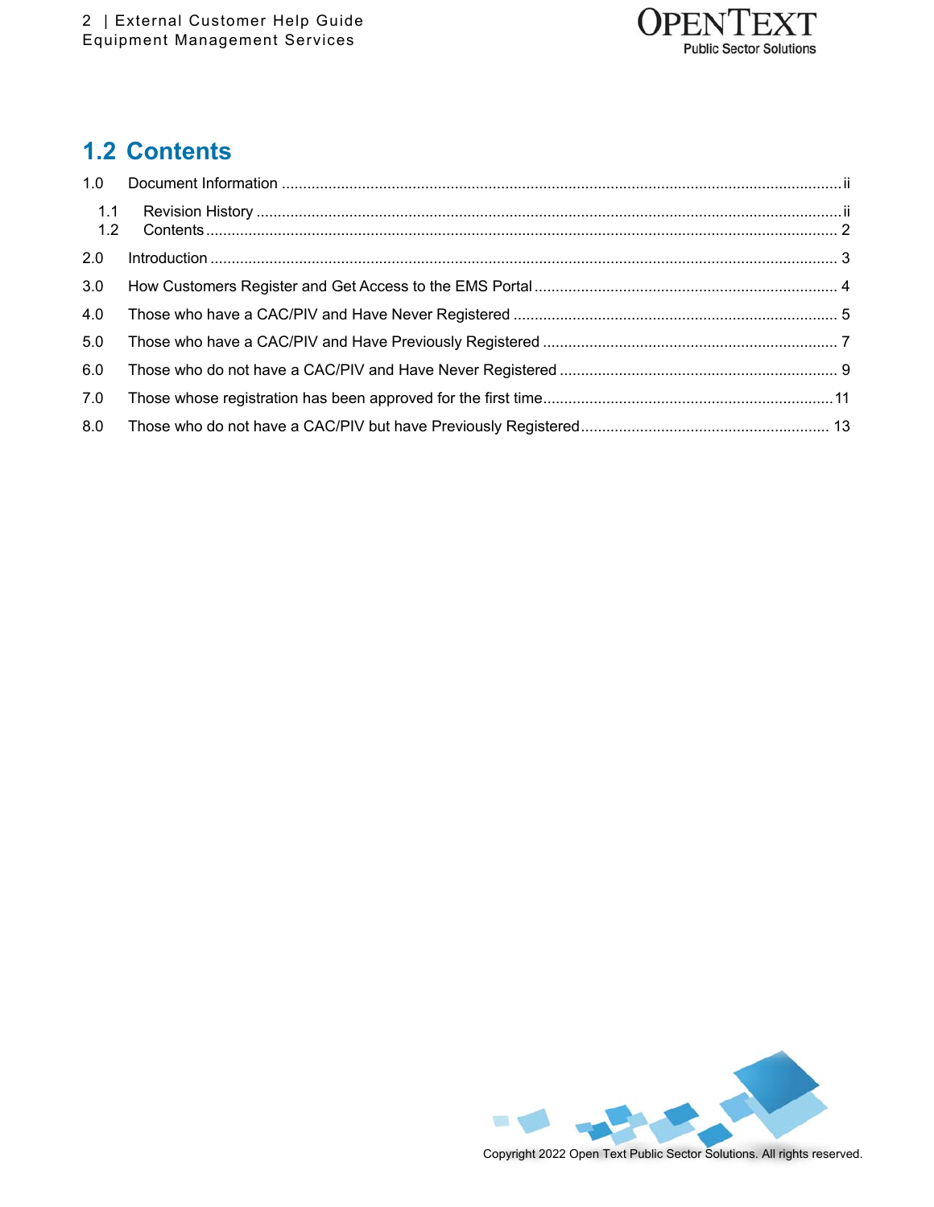## 1.2 Contents

1.0 Document Information ..... ii

- 1.1 Revision History ..... ii
- 1.2 Contents ..... 2

2.0 Introduction ..... 3

3.0 How Customers Register and Get Access to the EMS Portal ..... 4

4.0 Those who have a CAC/PIV and Have Never Registered ..... 5

5.0 Those who have a CAC/PIV and Have Previously Registered ..... 7

6.0 Those who do not have a CAC/PIV and Have Never Registered ..... 9

7.0 Those whose registration has been approved for the first time ..... 11

8.0 Those who do not have a CAC/PIV but have Previously Registered ..... 13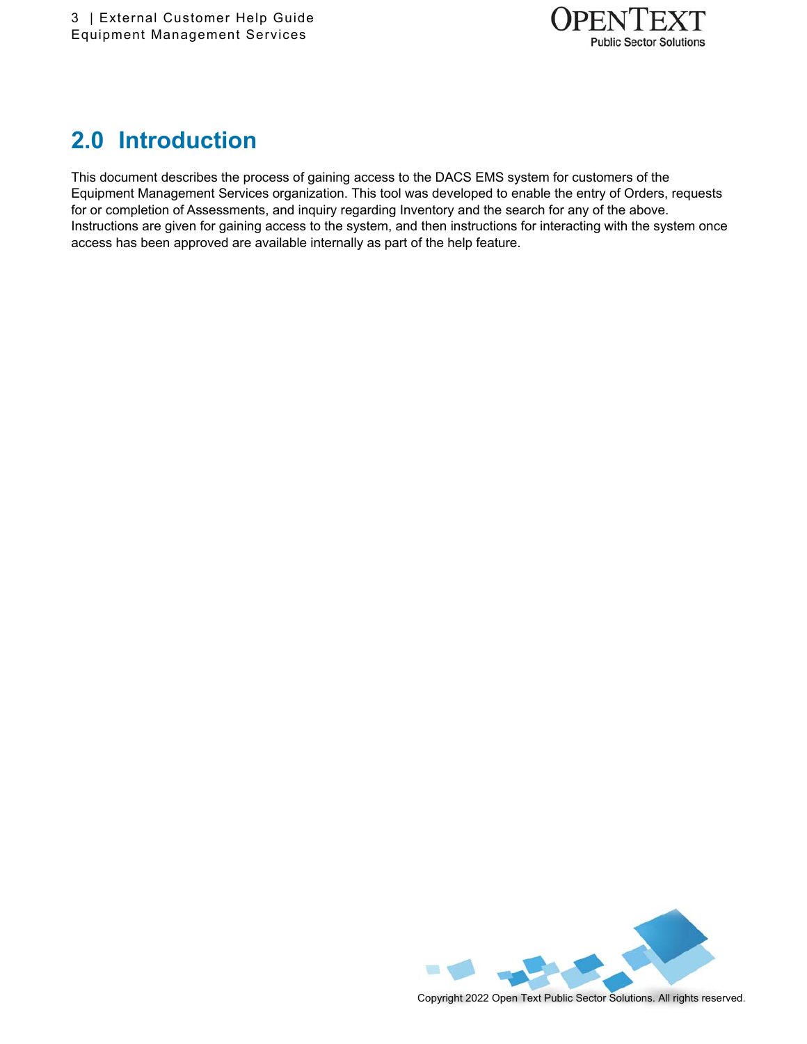## 2.0 Introduction

This document describes the process of gaining access to the DACS EMS system for customers of the Equipment Management Services organization. This tool was developed to enable the entry of Orders, requests for or completion of Assessments, and inquiry regarding Inventory and the search for any of the above. Instructions are given for gaining access to the system, and then instructions for interacting with the system once access has been approved are available internally as part of the help feature.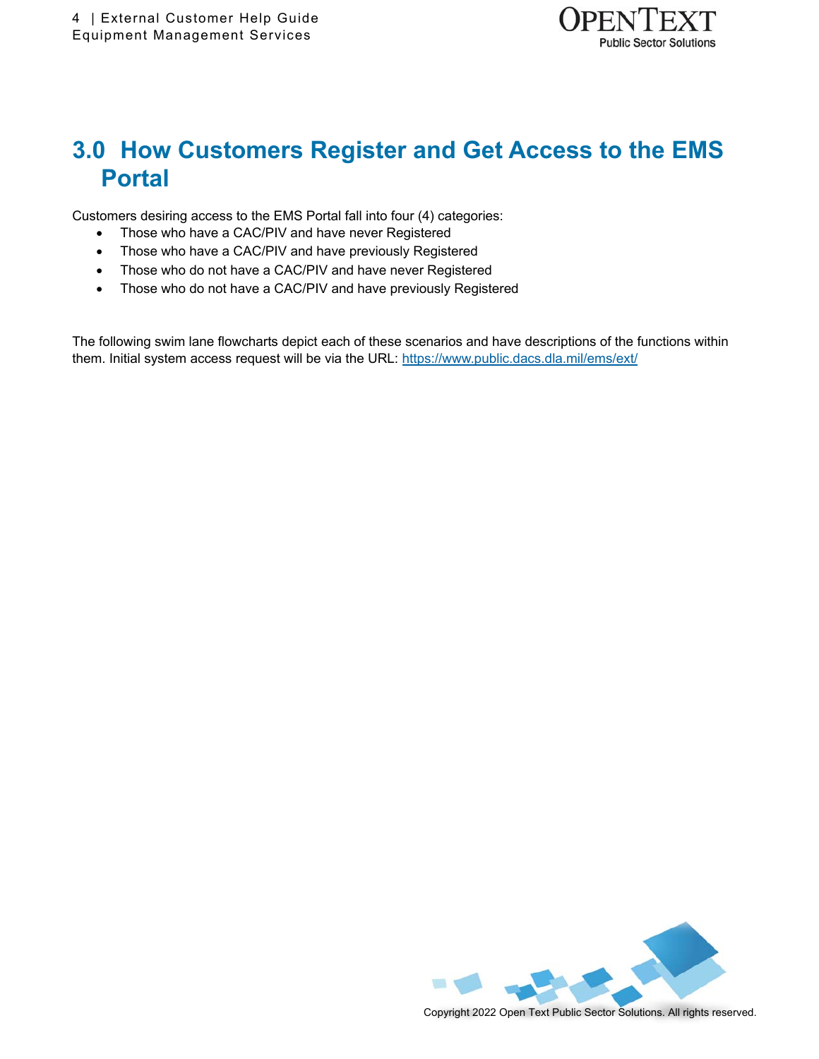# 3.0 How Customers Register and Get Access to the EMS Portal

Customers desiring access to the EMS Portal fall into four (4) categories:

- Those who have a CAC/PIV and have never Registered
- Those who have a CAC/PIV and have previously Registered
- Those who do not have a CAC/PIV and have never Registered
- Those who do not have a CAC/PIV and have previously Registered

The following swim lane flowcharts depict each of these scenarios and have descriptions of the functions within them. Initial system access request will be via the URL: https://www.public.dacs.dla.mil/ems/ext/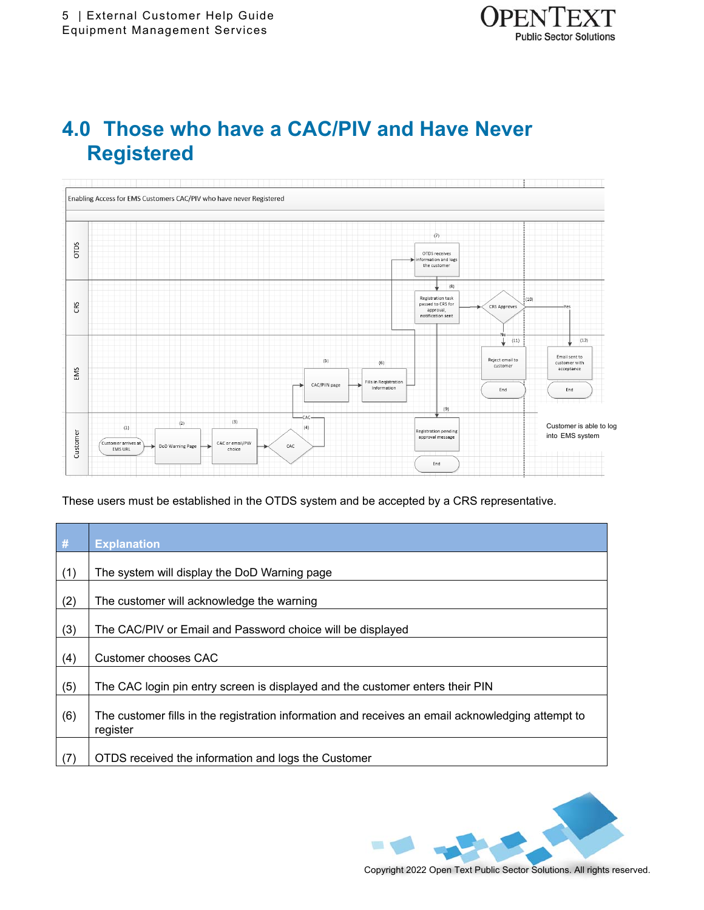# 4.0 Those who have a CAC/PIV and Have Never Registered

These users must be established in the OTDS system and be accepted by a CRS representative.

| # | Explanation |
|---|---|
| (1) | The system will display the DoD Warning page |
| (2) | The customer will acknowledge the warning |
| (3) | The CAC/PIV or Email and Password choice will be displayed |
| (4) | Customer chooses CAC |
| (5) | The CAC login pin entry screen is displayed and the customer enters their PIN |
| (6) | The customer fills in the registration information and receives an email acknowledging attempt to register |
| (7) | OTDS received the information and logs the Customer |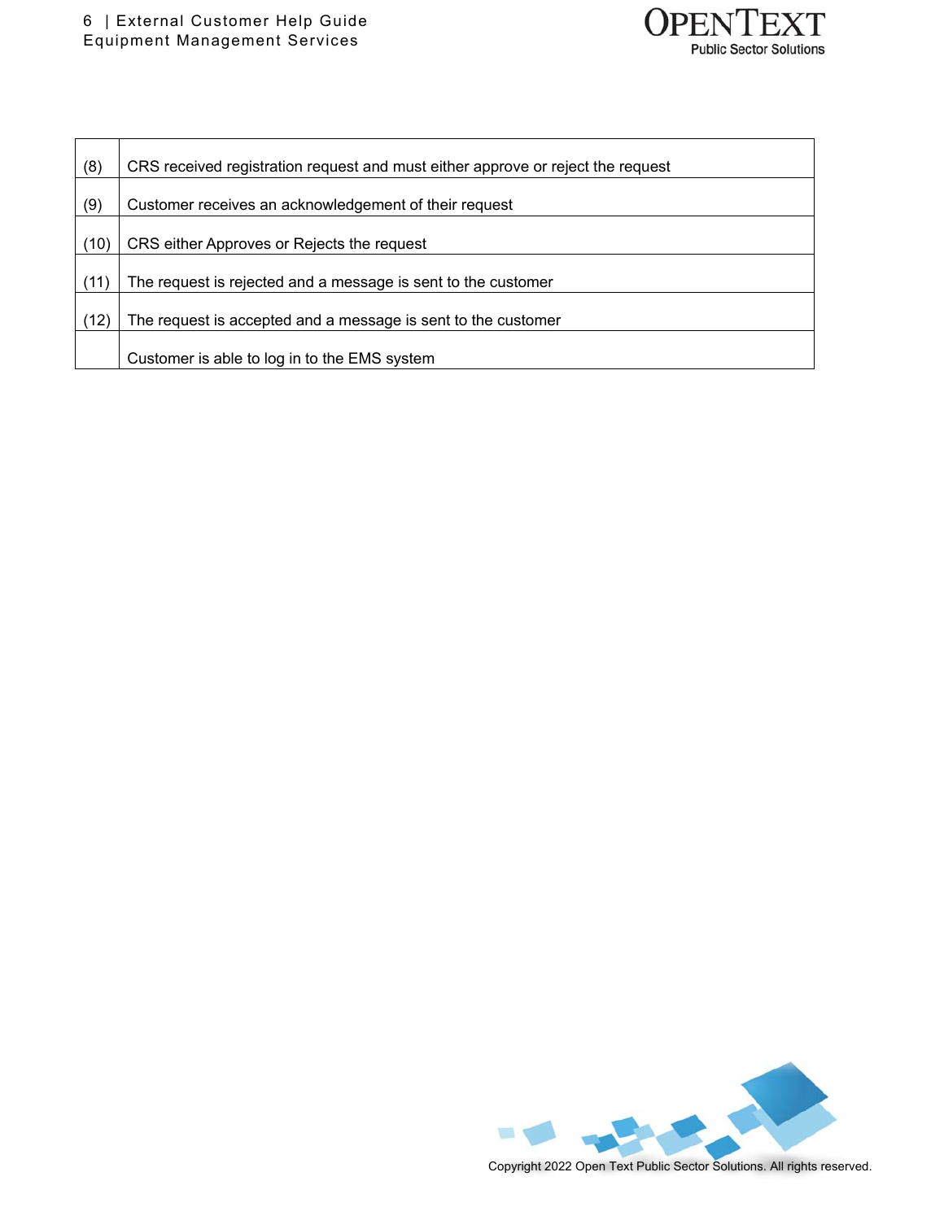| (8) | CRS received registration request and must either approve or reject the request |
|---|---|
| (9) | Customer receives an acknowledgement of their request |
| (10) | CRS either Approves or Rejects the request |
| (11) | The request is rejected and a message is sent to the customer |
| (12) | The request is accepted and a message is sent to the customer |
| | Customer is able to log in to the EMS system |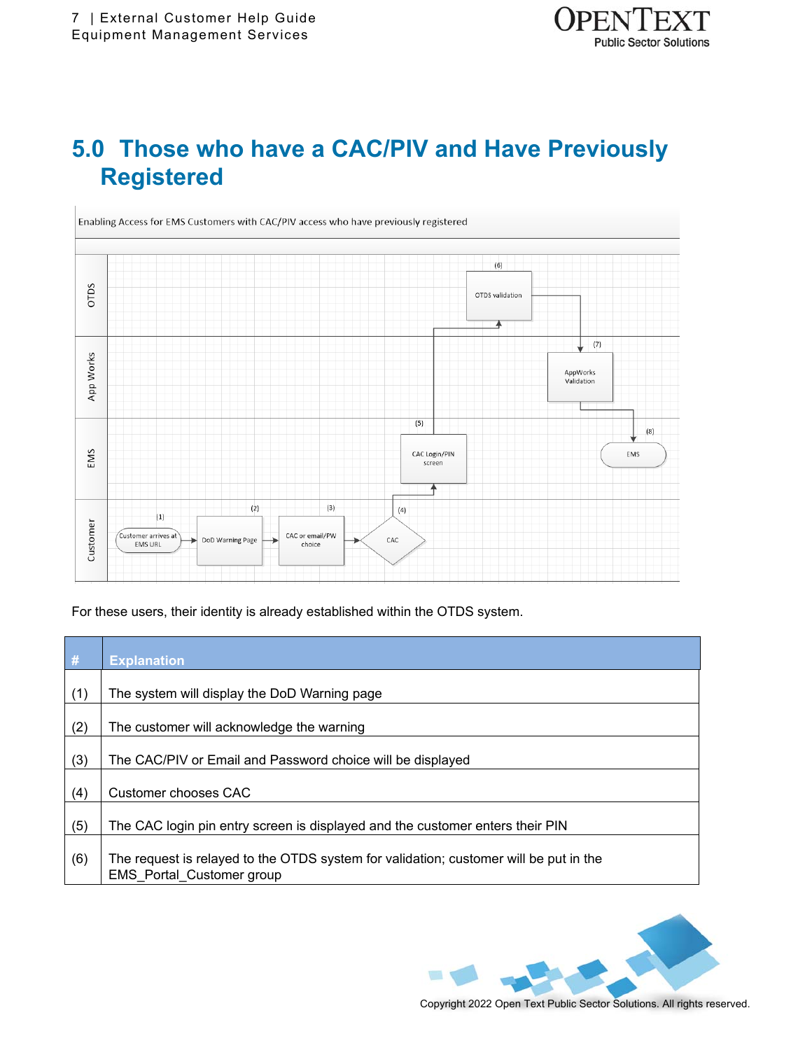# 5.0 Those who have a CAC/PIV and Have Previously Registered

Enabling Access for EMS Customers with CAC/PIV access who have previously registered

| Lane | Steps |
|---|---|
| OTDS | (6) OTDS validation |
| App Works | (7) AppWorks Validation |
| EMS | (5) CAC Login/PIN screen; (8) EMS |
| Customer | (1) Customer arrives at EMS URL → (2) DoD Warning Page → (3) CAC or email/PW choice → (4) CAC |

For these users, their identity is already established within the OTDS system.

| # | Explanation |
|---|---|
| (1) | The system will display the DoD Warning page |
| (2) | The customer will acknowledge the warning |
| (3) | The CAC/PIV or Email and Password choice will be displayed |
| (4) | Customer chooses CAC |
| (5) | The CAC login pin entry screen is displayed and the customer enters their PIN |
| (6) | The request is relayed to the OTDS system for validation; customer will be put in the EMS_Portal_Customer group |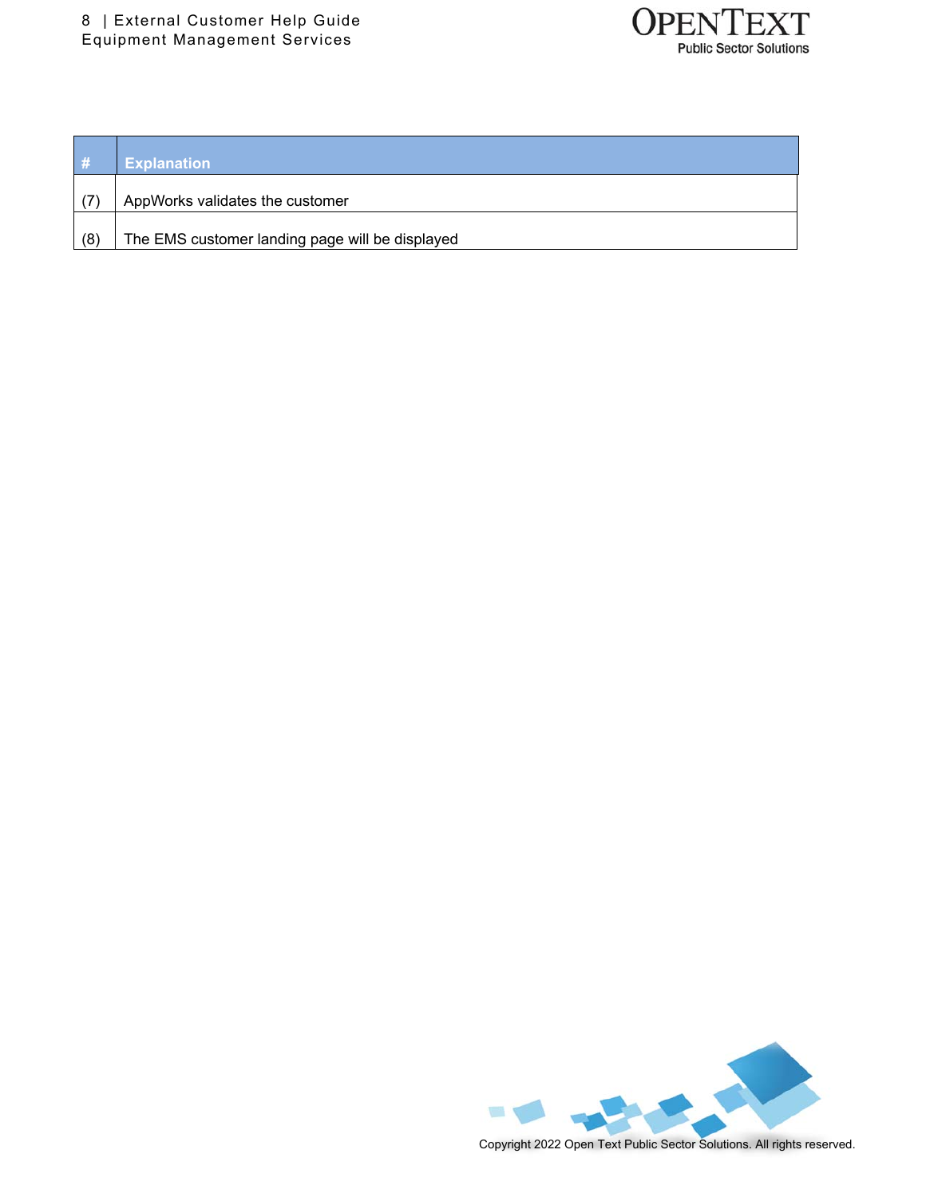| # | Explanation |
|---|---|
| (7) | AppWorks validates the customer |
| (8) | The EMS customer landing page will be displayed |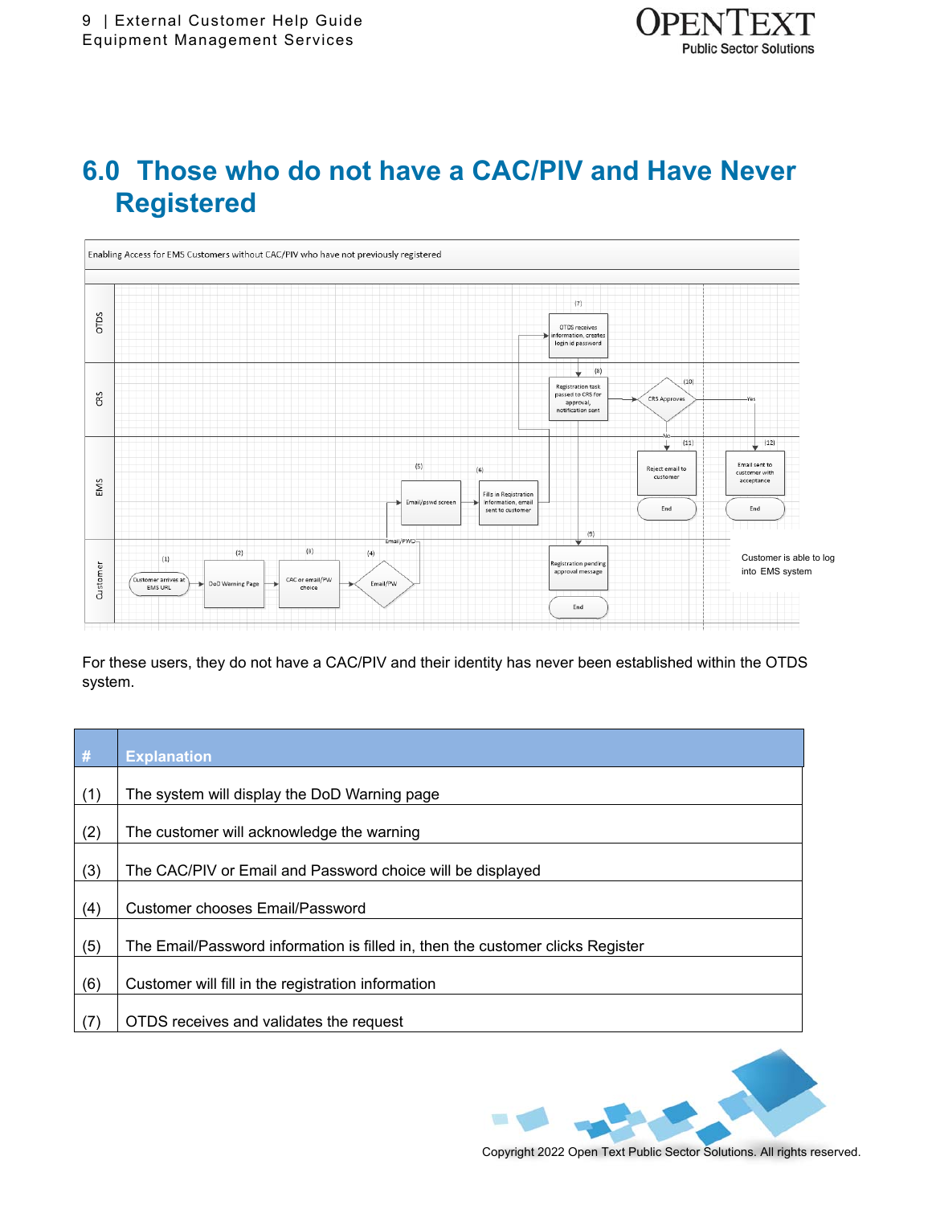# 6.0 Those who do not have a CAC/PIV and Have Never Registered

Enabling Access for EMS Customers without CAC/PIV who have not previously registered

For these users, they do not have a CAC/PIV and their identity has never been established within the OTDS system.

| # | Explanation |
|---|---|
| (1) | The system will display the DoD Warning page |
| (2) | The customer will acknowledge the warning |
| (3) | The CAC/PIV or Email and Password choice will be displayed |
| (4) | Customer chooses Email/Password |
| (5) | The Email/Password information is filled in, then the customer clicks Register |
| (6) | Customer will fill in the registration information |
| (7) | OTDS receives and validates the request |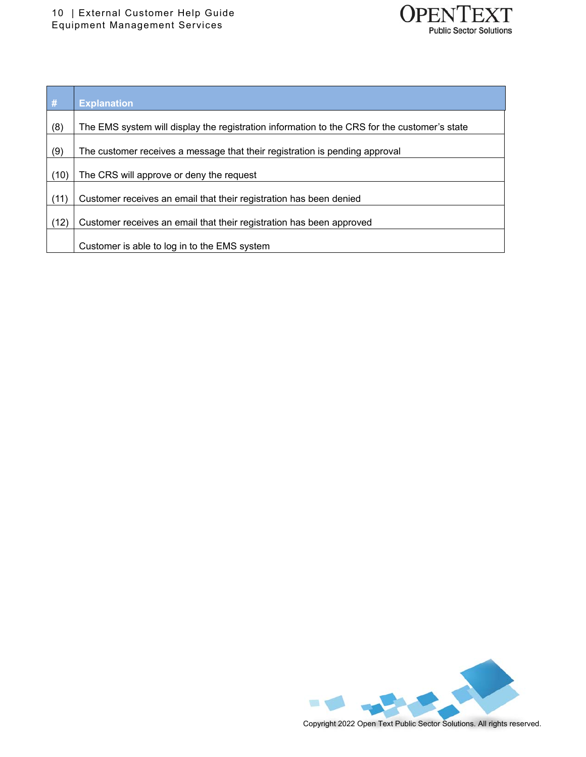| # | Explanation |
|---|---|
| (8) | The EMS system will display the registration information to the CRS for the customer's state |
| (9) | The customer receives a message that their registration is pending approval |
| (10) | The CRS will approve or deny the request |
| (11) | Customer receives an email that their registration has been denied |
| (12) | Customer receives an email that their registration has been approved |
| | Customer is able to log in to the EMS system |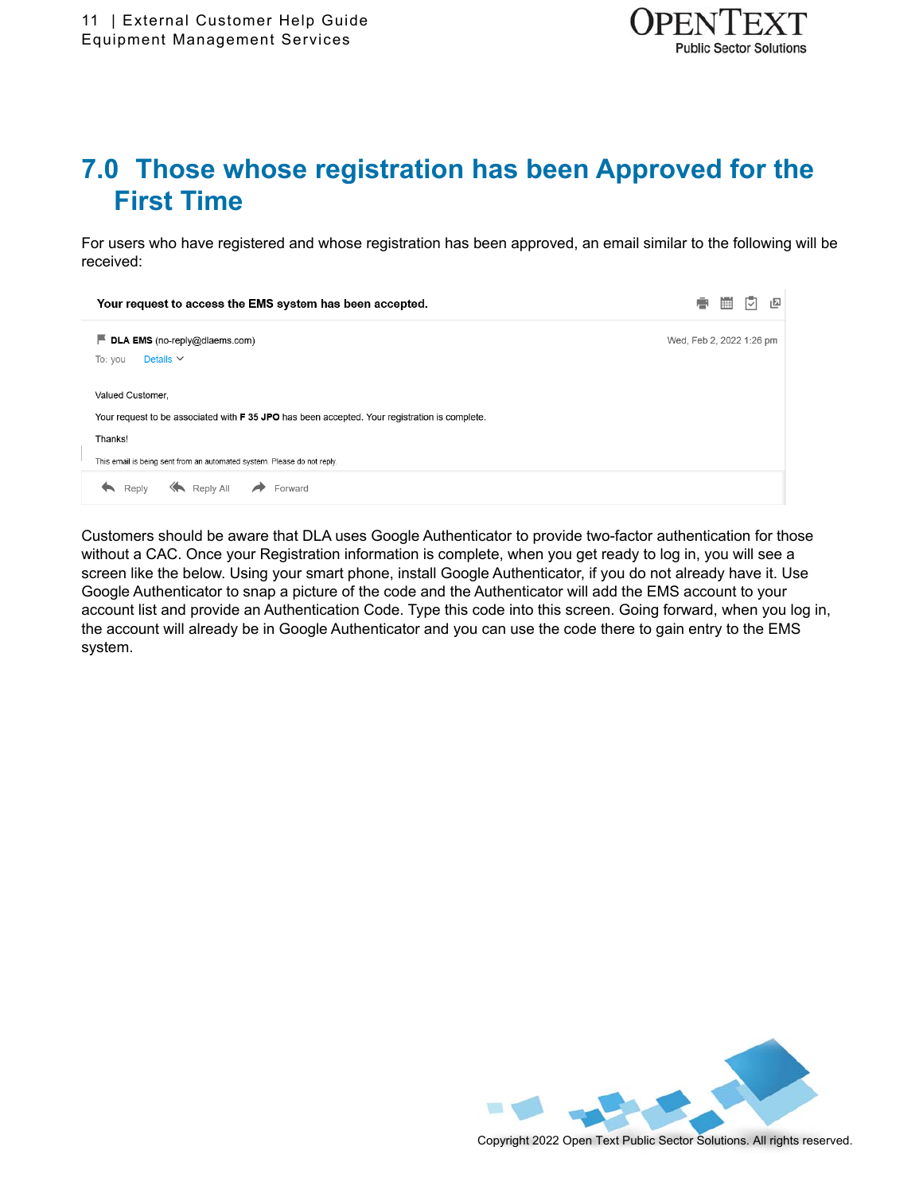# 7.0 Those whose registration has been Approved for the First Time

For users who have registered and whose registration has been approved, an email similar to the following will be received:

**Your request to access the EMS system has been accepted.**

**DLA EMS** (no-reply@dlaems.com) Wed, Feb 2, 2022 1:26 pm

To: you Details

Valued Customer,

Your request to be associated with **F 35 JPO** has been accepted. Your registration is complete.

Thanks!

This email is being sent from an automated system. Please do not reply.

Reply Reply All Forward

Customers should be aware that DLA uses Google Authenticator to provide two-factor authentication for those without a CAC. Once your Registration information is complete, when you get ready to log in, you will see a screen like the below. Using your smart phone, install Google Authenticator, if you do not already have it. Use Google Authenticator to snap a picture of the code and the Authenticator will add the EMS account to your account list and provide an Authentication Code. Type this code into this screen. Going forward, when you log in, the account will already be in Google Authenticator and you can use the code there to gain entry to the EMS system.

Copyright 2022 Open Text Public Sector Solutions. All rights reserved.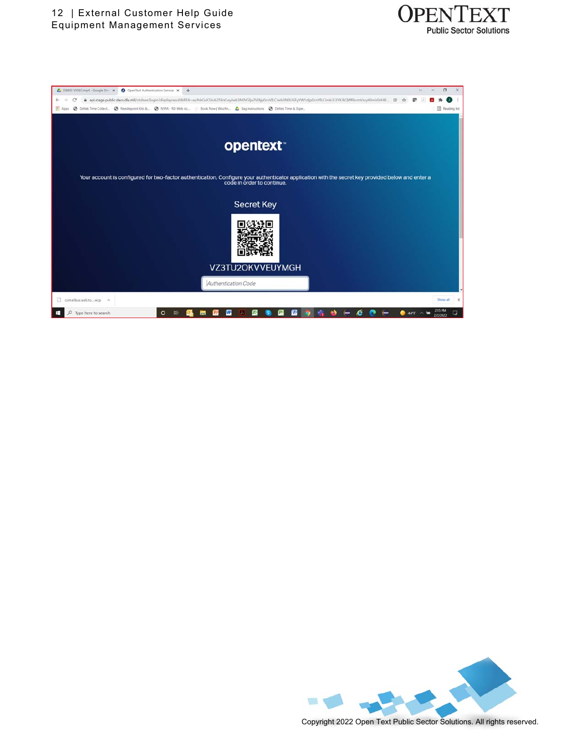opentext

Your account is configured for two-factor authentication. Configure your authenticator application with the secret key provided below and enter a code in order to continue.

Secret Key

VZ3TU2OKVVEUYMGH

Authentication Code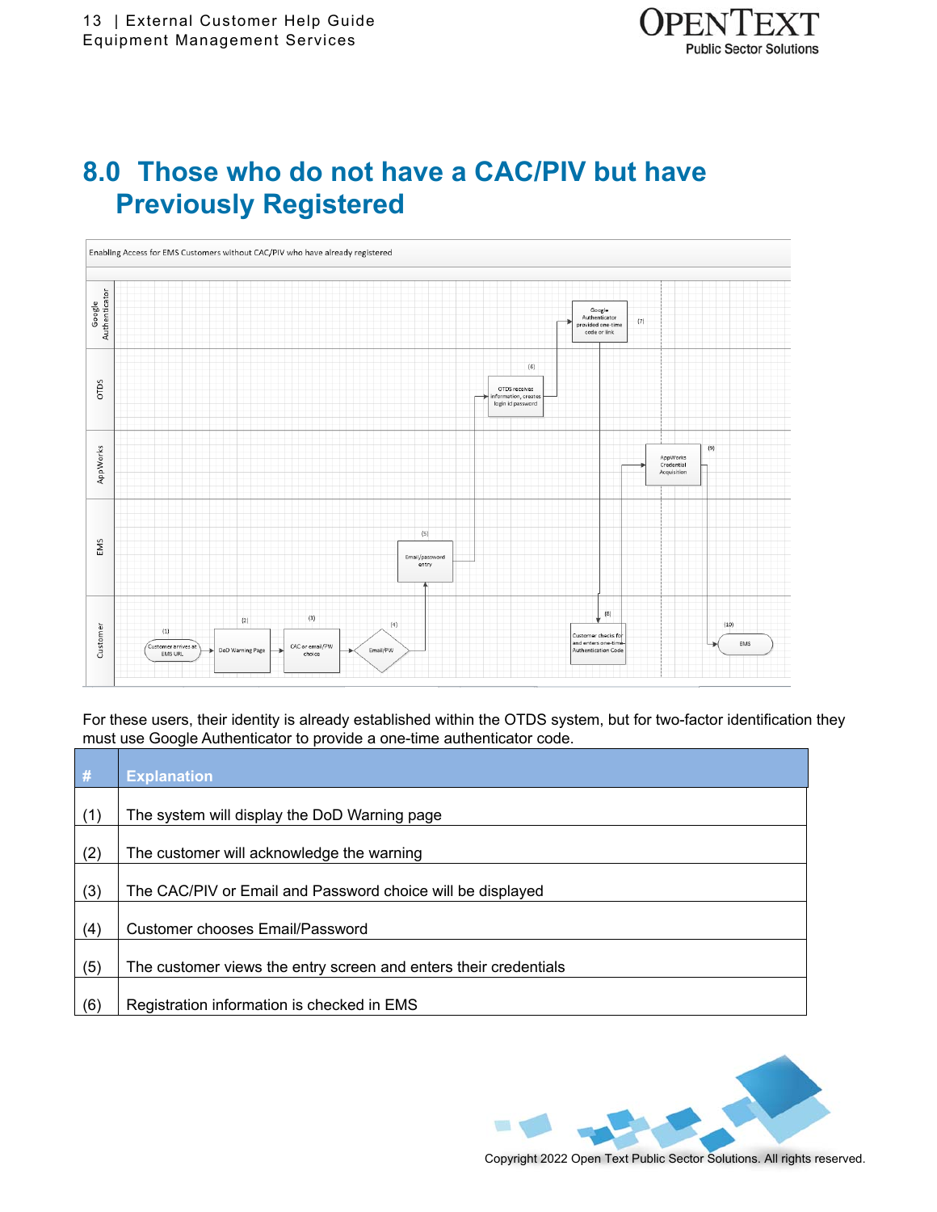# 8.0 Those who do not have a CAC/PIV but have Previously Registered

Enabling Access for EMS Customers without CAC/PIV who have already registered

For these users, their identity is already established within the OTDS system, but for two-factor identification they must use Google Authenticator to provide a one-time authenticator code.

| # | Explanation |
|---|---|
| (1) | The system will display the DoD Warning page |
| (2) | The customer will acknowledge the warning |
| (3) | The CAC/PIV or Email and Password choice will be displayed |
| (4) | Customer chooses Email/Password |
| (5) | The customer views the entry screen and enters their credentials |
| (6) | Registration information is checked in EMS |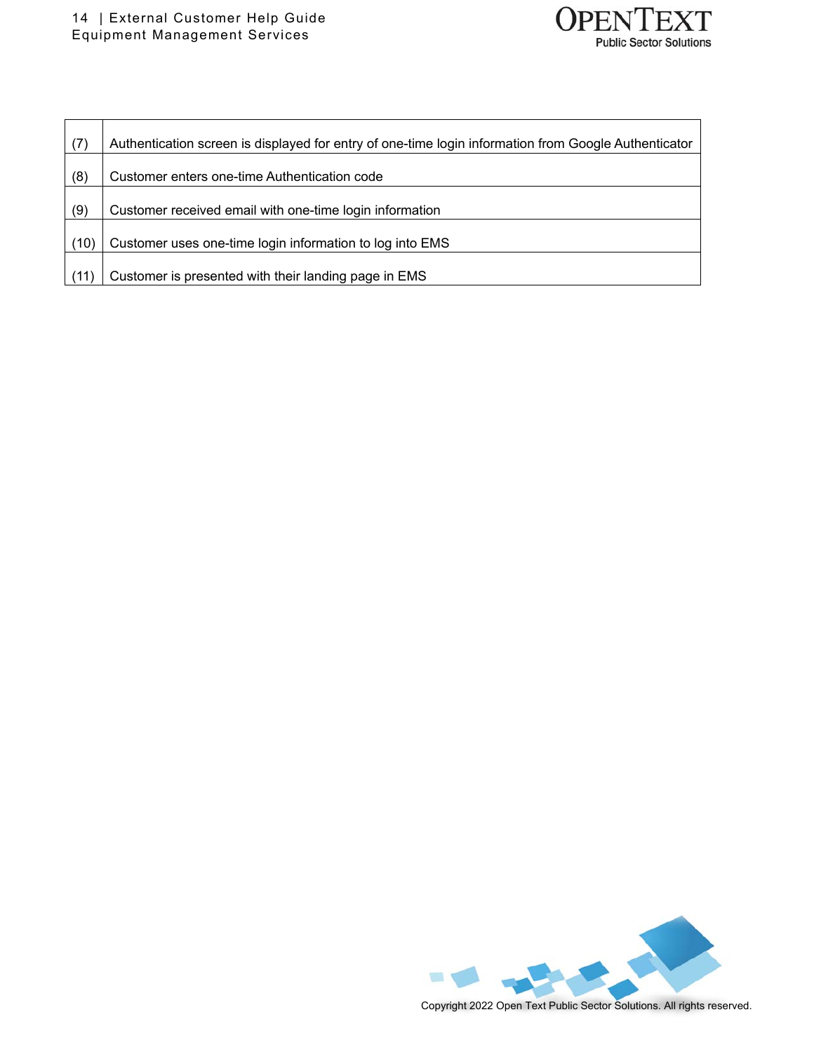| | |
|---|---|
| (7) | Authentication screen is displayed for entry of one-time login information from Google Authenticator |
| (8) | Customer enters one-time Authentication code |
| (9) | Customer received email with one-time login information |
| (10) | Customer uses one-time login information to log into EMS |
| (11) | Customer is presented with their landing page in EMS |